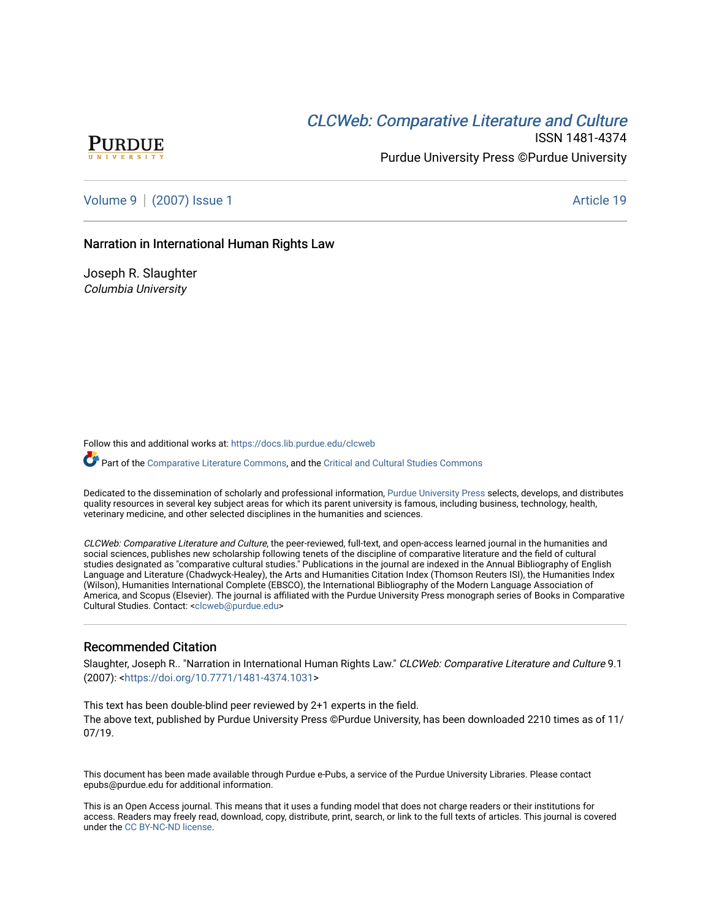[CLCWeb: Comparative Literature and Culture](https://docs.lib.purdue.edu/clcweb)

ISSN 1481-4374

Purdue University Press ©Purdue University

Volume 9 | (2007) Issue 1 Article 19

# Narration in International Human Rights Law

Joseph R. Slaughter
*Columbia University*

Follow this and additional works at: https://docs.lib.purdue.edu/clcweb

Part of the Comparative Literature Commons, and the Critical and Cultural Studies Commons

Dedicated to the dissemination of scholarly and professional information, Purdue University Press selects, develops, and distributes quality resources in several key subject areas for which its parent university is famous, including business, technology, health, veterinary medicine, and other selected disciplines in the humanities and sciences.

*CLCWeb: Comparative Literature and Culture*, the peer-reviewed, full-text, and open-access learned journal in the humanities and social sciences, publishes new scholarship following tenets of the discipline of comparative literature and the field of cultural studies designated as "comparative cultural studies." Publications in the journal are indexed in the Annual Bibliography of English Language and Literature (Chadwyck-Healey), the Arts and Humanities Citation Index (Thomson Reuters ISI), the Humanities Index (Wilson), Humanities International Complete (EBSCO), the International Bibliography of the Modern Language Association of America, and Scopus (Elsevier). The journal is affiliated with the Purdue University Press monograph series of Books in Comparative Cultural Studies. Contact: <clcweb@purdue.edu>

## Recommended Citation

Slaughter, Joseph R.. "Narration in International Human Rights Law." *CLCWeb: Comparative Literature and Culture* 9.1 (2007): <https://doi.org/10.7771/1481-4374.1031>

This text has been double-blind peer reviewed by 2+1 experts in the field.
The above text, published by Purdue University Press ©Purdue University, has been downloaded 2210 times as of 11/07/19.

This document has been made available through Purdue e-Pubs, a service of the Purdue University Libraries. Please contact epubs@purdue.edu for additional information.

This is an Open Access journal. This means that it uses a funding model that does not charge readers or their institutions for access. Readers may freely read, download, copy, distribute, print, search, or link to the full texts of articles. This journal is covered under the CC BY-NC-ND license.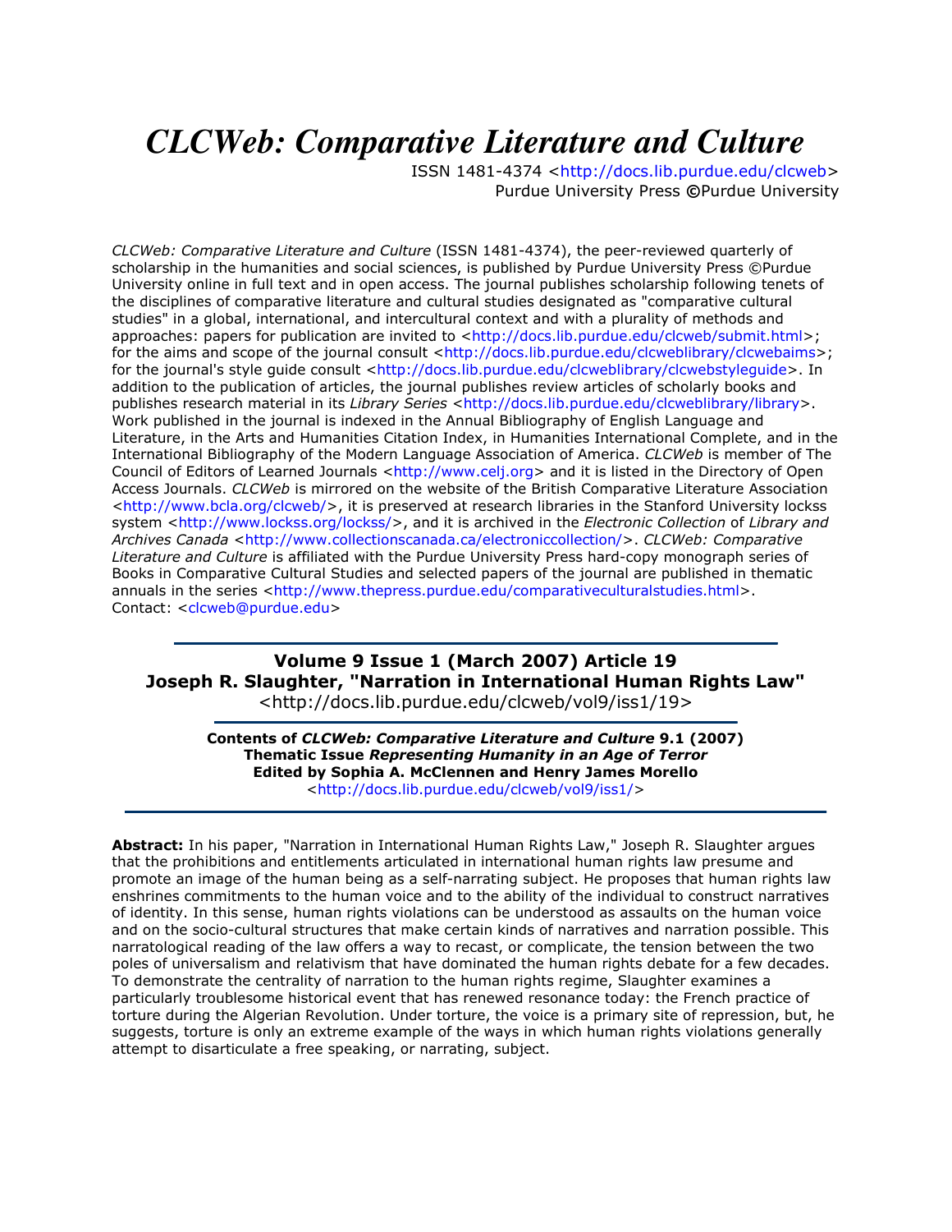# *CLCWeb: Comparative Literature and Culture*

ISSN 1481-4374 <http://docs.lib.purdue.edu/clcweb>
Purdue University Press ©Purdue University

*CLCWeb: Comparative Literature and Culture* (ISSN 1481-4374), the peer-reviewed quarterly of scholarship in the humanities and social sciences, is published by Purdue University Press ©Purdue University online in full text and in open access. The journal publishes scholarship following tenets of the disciplines of comparative literature and cultural studies designated as "comparative cultural studies" in a global, international, and intercultural context and with a plurality of methods and approaches: papers for publication are invited to <http://docs.lib.purdue.edu/clcweb/submit.html>; for the aims and scope of the journal consult <http://docs.lib.purdue.edu/clcweblibrary/clcwebaims>; for the journal's style guide consult <http://docs.lib.purdue.edu/clcweblibrary/clcwebstyleguide>. In addition to the publication of articles, the journal publishes review articles of scholarly books and publishes research material in its *Library Series* <http://docs.lib.purdue.edu/clcweblibrary/library>. Work published in the journal is indexed in the Annual Bibliography of English Language and Literature, in the Arts and Humanities Citation Index, in Humanities International Complete, and in the International Bibliography of the Modern Language Association of America. *CLCWeb* is member of The Council of Editors of Learned Journals <http://www.celj.org> and it is listed in the Directory of Open Access Journals. *CLCWeb* is mirrored on the website of the British Comparative Literature Association <http://www.bcla.org/clcweb/>, it is preserved at research libraries in the Stanford University lockss system <http://www.lockss.org/lockss/>, and it is archived in the *Electronic Collection* of *Library and Archives Canada* <http://www.collectionscanada.ca/electroniccollection/>. *CLCWeb: Comparative Literature and Culture* is affiliated with the Purdue University Press hard-copy monograph series of Books in Comparative Cultural Studies and selected papers of the journal are published in thematic annuals in the series <http://www.thepress.purdue.edu/comparativeculturalstudies.html>.
Contact: <clcweb@purdue.edu>

---

**Volume 9 Issue 1 (March 2007) Article 19**
**Joseph R. Slaughter, "Narration in International Human Rights Law"**
<http://docs.lib.purdue.edu/clcweb/vol9/iss1/19>

---

**Contents of *CLCWeb: Comparative Literature and Culture* 9.1 (2007)**
**Thematic Issue *Representing Humanity in an Age of Terror***
**Edited by Sophia A. McClennen and Henry James Morello**
<http://docs.lib.purdue.edu/clcweb/vol9/iss1/>

---

**Abstract:** In his paper, "Narration in International Human Rights Law," Joseph R. Slaughter argues that the prohibitions and entitlements articulated in international human rights law presume and promote an image of the human being as a self-narrating subject. He proposes that human rights law enshrines commitments to the human voice and to the ability of the individual to construct narratives of identity. In this sense, human rights violations can be understood as assaults on the human voice and on the socio-cultural structures that make certain kinds of narratives and narration possible. This narratological reading of the law offers a way to recast, or complicate, the tension between the two poles of universalism and relativism that have dominated the human rights debate for a few decades. To demonstrate the centrality of narration to the human rights regime, Slaughter examines a particularly troublesome historical event that has renewed resonance today: the French practice of torture during the Algerian Revolution. Under torture, the voice is a primary site of repression, but, he suggests, torture is only an extreme example of the ways in which human rights violations generally attempt to disarticulate a free speaking, or narrating, subject.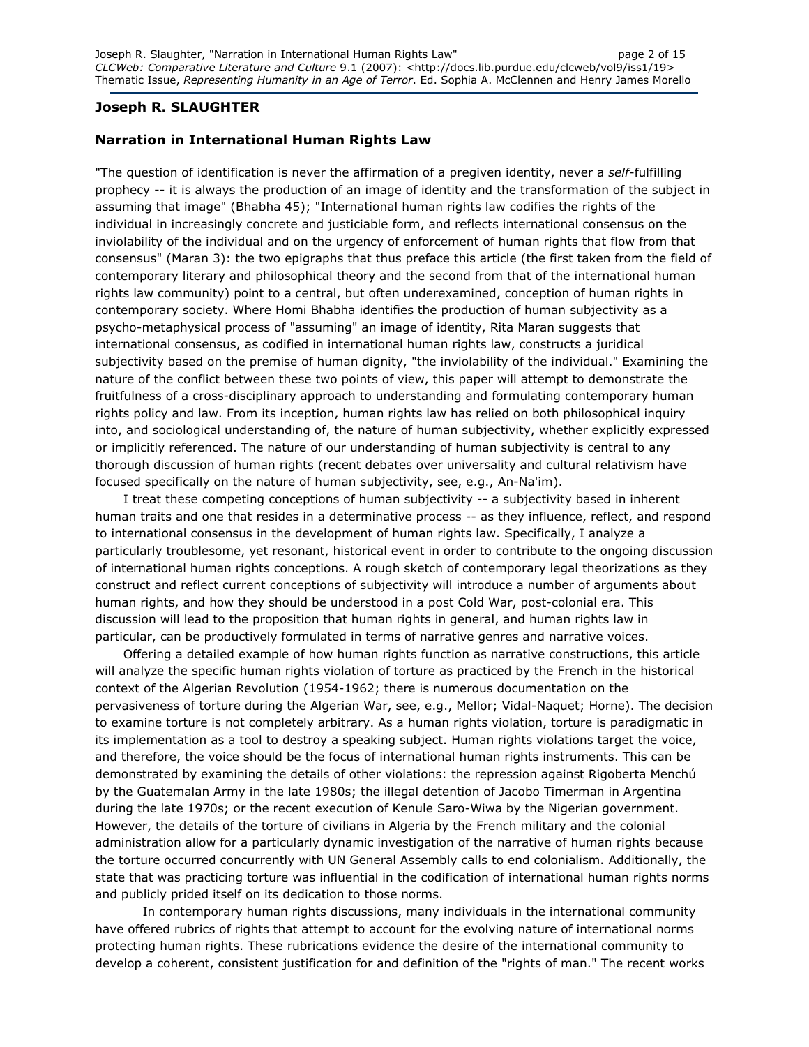**Joseph R. SLAUGHTER**

**Narration in International Human Rights Law**

"The question of identification is never the affirmation of a pregiven identity, never a *self*-fulfilling prophecy -- it is always the production of an image of identity and the transformation of the subject in assuming that image" (Bhabha 45); "International human rights law codifies the rights of the individual in increasingly concrete and justiciable form, and reflects international consensus on the inviolability of the individual and on the urgency of enforcement of human rights that flow from that consensus" (Maran 3): the two epigraphs that thus preface this article (the first taken from the field of contemporary literary and philosophical theory and the second from that of the international human rights law community) point to a central, but often underexamined, conception of human rights in contemporary society. Where Homi Bhabha identifies the production of human subjectivity as a psycho-metaphysical process of "assuming" an image of identity, Rita Maran suggests that international consensus, as codified in international human rights law, constructs a juridical subjectivity based on the premise of human dignity, "the inviolability of the individual." Examining the nature of the conflict between these two points of view, this paper will attempt to demonstrate the fruitfulness of a cross-disciplinary approach to understanding and formulating contemporary human rights policy and law. From its inception, human rights law has relied on both philosophical inquiry into, and sociological understanding of, the nature of human subjectivity, whether explicitly expressed or implicitly referenced. The nature of our understanding of human subjectivity is central to any thorough discussion of human rights (recent debates over universality and cultural relativism have focused specifically on the nature of human subjectivity, see, e.g., An-Na'im).

I treat these competing conceptions of human subjectivity -- a subjectivity based in inherent human traits and one that resides in a determinative process -- as they influence, reflect, and respond to international consensus in the development of human rights law. Specifically, I analyze a particularly troublesome, yet resonant, historical event in order to contribute to the ongoing discussion of international human rights conceptions. A rough sketch of contemporary legal theorizations as they construct and reflect current conceptions of subjectivity will introduce a number of arguments about human rights, and how they should be understood in a post Cold War, post-colonial era. This discussion will lead to the proposition that human rights in general, and human rights law in particular, can be productively formulated in terms of narrative genres and narrative voices.

Offering a detailed example of how human rights function as narrative constructions, this article will analyze the specific human rights violation of torture as practiced by the French in the historical context of the Algerian Revolution (1954-1962; there is numerous documentation on the pervasiveness of torture during the Algerian War, see, e.g., Mellor; Vidal-Naquet; Horne). The decision to examine torture is not completely arbitrary. As a human rights violation, torture is paradigmatic in its implementation as a tool to destroy a speaking subject. Human rights violations target the voice, and therefore, the voice should be the focus of international human rights instruments. This can be demonstrated by examining the details of other violations: the repression against Rigoberta Menchú by the Guatemalan Army in the late 1980s; the illegal detention of Jacobo Timerman in Argentina during the late 1970s; or the recent execution of Kenule Saro-Wiwa by the Nigerian government. However, the details of the torture of civilians in Algeria by the French military and the colonial administration allow for a particularly dynamic investigation of the narrative of human rights because the torture occurred concurrently with UN General Assembly calls to end colonialism. Additionally, the state that was practicing torture was influential in the codification of international human rights norms and publicly prided itself on its dedication to those norms.

In contemporary human rights discussions, many individuals in the international community have offered rubrics of rights that attempt to account for the evolving nature of international norms protecting human rights. These rubrications evidence the desire of the international community to develop a coherent, consistent justification for and definition of the "rights of man." The recent works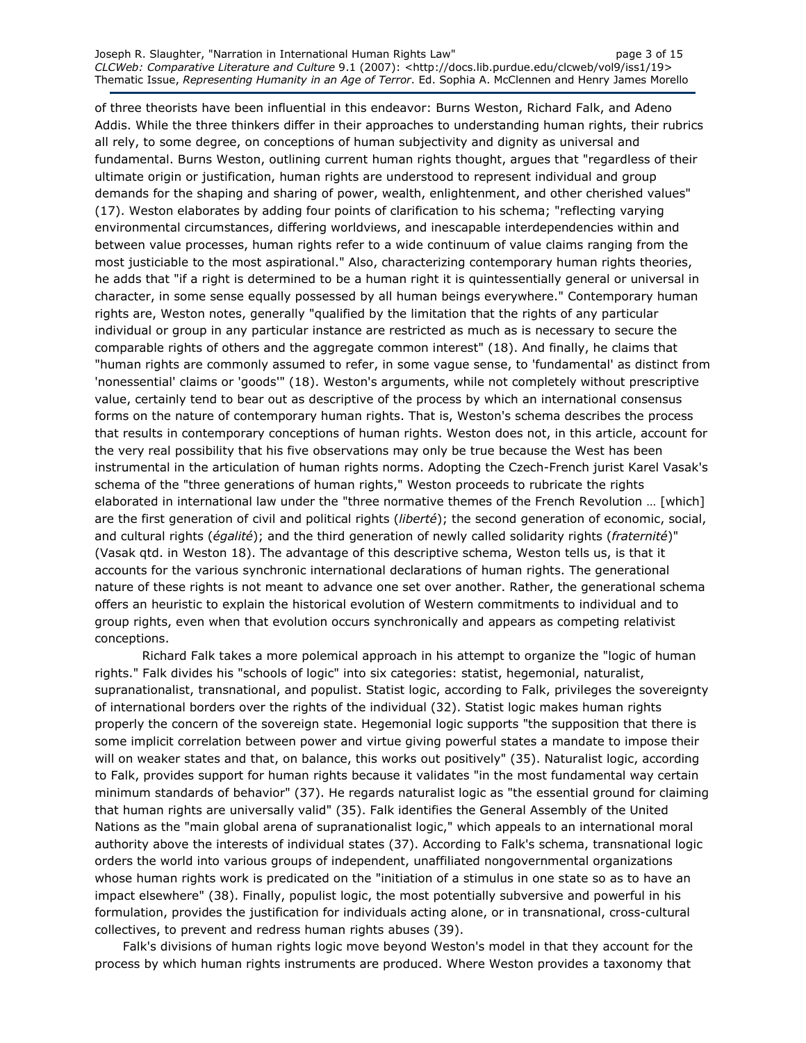of three theorists have been influential in this endeavor: Burns Weston, Richard Falk, and Adeno Addis. While the three thinkers differ in their approaches to understanding human rights, their rubrics all rely, to some degree, on conceptions of human subjectivity and dignity as universal and fundamental. Burns Weston, outlining current human rights thought, argues that "regardless of their ultimate origin or justification, human rights are understood to represent individual and group demands for the shaping and sharing of power, wealth, enlightenment, and other cherished values" (17). Weston elaborates by adding four points of clarification to his schema; "reflecting varying environmental circumstances, differing worldviews, and inescapable interdependencies within and between value processes, human rights refer to a wide continuum of value claims ranging from the most justiciable to the most aspirational." Also, characterizing contemporary human rights theories, he adds that "if a right is determined to be a human right it is quintessentially general or universal in character, in some sense equally possessed by all human beings everywhere." Contemporary human rights are, Weston notes, generally "qualified by the limitation that the rights of any particular individual or group in any particular instance are restricted as much as is necessary to secure the comparable rights of others and the aggregate common interest" (18). And finally, he claims that "human rights are commonly assumed to refer, in some vague sense, to 'fundamental' as distinct from 'nonessential' claims or 'goods'" (18). Weston's arguments, while not completely without prescriptive value, certainly tend to bear out as descriptive of the process by which an international consensus forms on the nature of contemporary human rights. That is, Weston's schema describes the process that results in contemporary conceptions of human rights. Weston does not, in this article, account for the very real possibility that his five observations may only be true because the West has been instrumental in the articulation of human rights norms. Adopting the Czech-French jurist Karel Vasak's schema of the "three generations of human rights," Weston proceeds to rubricate the rights elaborated in international law under the "three normative themes of the French Revolution … [which] are the first generation of civil and political rights (*liberté*); the second generation of economic, social, and cultural rights (*égalité*); and the third generation of newly called solidarity rights (*fraternité*)" (Vasak qtd. in Weston 18). The advantage of this descriptive schema, Weston tells us, is that it accounts for the various synchronic international declarations of human rights. The generational nature of these rights is not meant to advance one set over another. Rather, the generational schema offers an heuristic to explain the historical evolution of Western commitments to individual and to group rights, even when that evolution occurs synchronically and appears as competing relativist conceptions.

Richard Falk takes a more polemical approach in his attempt to organize the "logic of human rights." Falk divides his "schools of logic" into six categories: statist, hegemonial, naturalist, supranationalist, transnational, and populist. Statist logic, according to Falk, privileges the sovereignty of international borders over the rights of the individual (32). Statist logic makes human rights properly the concern of the sovereign state. Hegemonial logic supports "the supposition that there is some implicit correlation between power and virtue giving powerful states a mandate to impose their will on weaker states and that, on balance, this works out positively" (35). Naturalist logic, according to Falk, provides support for human rights because it validates "in the most fundamental way certain minimum standards of behavior" (37). He regards naturalist logic as "the essential ground for claiming that human rights are universally valid" (35). Falk identifies the General Assembly of the United Nations as the "main global arena of supranationalist logic," which appeals to an international moral authority above the interests of individual states (37). According to Falk's schema, transnational logic orders the world into various groups of independent, unaffiliated nongovernmental organizations whose human rights work is predicated on the "initiation of a stimulus in one state so as to have an impact elsewhere" (38). Finally, populist logic, the most potentially subversive and powerful in his formulation, provides the justification for individuals acting alone, or in transnational, cross-cultural collectives, to prevent and redress human rights abuses (39).

Falk's divisions of human rights logic move beyond Weston's model in that they account for the process by which human rights instruments are produced. Where Weston provides a taxonomy that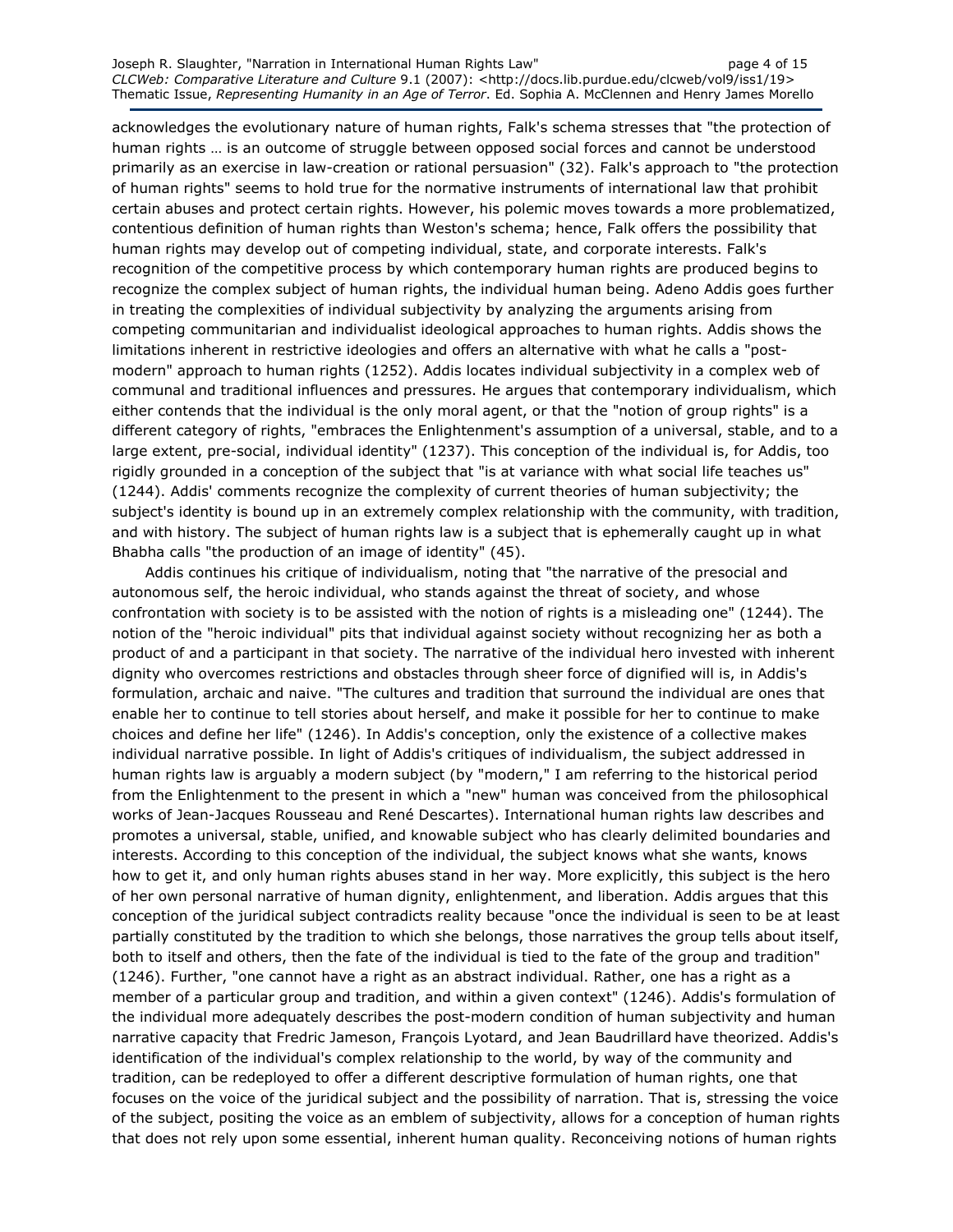acknowledges the evolutionary nature of human rights, Falk's schema stresses that "the protection of human rights … is an outcome of struggle between opposed social forces and cannot be understood primarily as an exercise in law-creation or rational persuasion" (32). Falk's approach to "the protection of human rights" seems to hold true for the normative instruments of international law that prohibit certain abuses and protect certain rights. However, his polemic moves towards a more problematized, contentious definition of human rights than Weston's schema; hence, Falk offers the possibility that human rights may develop out of competing individual, state, and corporate interests. Falk's recognition of the competitive process by which contemporary human rights are produced begins to recognize the complex subject of human rights, the individual human being. Adeno Addis goes further in treating the complexities of individual subjectivity by analyzing the arguments arising from competing communitarian and individualist ideological approaches to human rights. Addis shows the limitations inherent in restrictive ideologies and offers an alternative with what he calls a "post-modern" approach to human rights (1252). Addis locates individual subjectivity in a complex web of communal and traditional influences and pressures. He argues that contemporary individualism, which either contends that the individual is the only moral agent, or that the "notion of group rights" is a different category of rights, "embraces the Enlightenment's assumption of a universal, stable, and to a large extent, pre-social, individual identity" (1237). This conception of the individual is, for Addis, too rigidly grounded in a conception of the subject that "is at variance with what social life teaches us" (1244). Addis' comments recognize the complexity of current theories of human subjectivity; the subject's identity is bound up in an extremely complex relationship with the community, with tradition, and with history. The subject of human rights law is a subject that is ephemerally caught up in what Bhabha calls "the production of an image of identity" (45).

Addis continues his critique of individualism, noting that "the narrative of the presocial and autonomous self, the heroic individual, who stands against the threat of society, and whose confrontation with society is to be assisted with the notion of rights is a misleading one" (1244). The notion of the "heroic individual" pits that individual against society without recognizing her as both a product of and a participant in that society. The narrative of the individual hero invested with inherent dignity who overcomes restrictions and obstacles through sheer force of dignified will is, in Addis's formulation, archaic and naive. "The cultures and tradition that surround the individual are ones that enable her to continue to tell stories about herself, and make it possible for her to continue to make choices and define her life" (1246). In Addis's conception, only the existence of a collective makes individual narrative possible. In light of Addis's critiques of individualism, the subject addressed in human rights law is arguably a modern subject (by "modern," I am referring to the historical period from the Enlightenment to the present in which a "new" human was conceived from the philosophical works of Jean-Jacques Rousseau and René Descartes). International human rights law describes and promotes a universal, stable, unified, and knowable subject who has clearly delimited boundaries and interests. According to this conception of the individual, the subject knows what she wants, knows how to get it, and only human rights abuses stand in her way. More explicitly, this subject is the hero of her own personal narrative of human dignity, enlightenment, and liberation. Addis argues that this conception of the juridical subject contradicts reality because "once the individual is seen to be at least partially constituted by the tradition to which she belongs, those narratives the group tells about itself, both to itself and others, then the fate of the individual is tied to the fate of the group and tradition" (1246). Further, "one cannot have a right as an abstract individual. Rather, one has a right as a member of a particular group and tradition, and within a given context" (1246). Addis's formulation of the individual more adequately describes the post-modern condition of human subjectivity and human narrative capacity that Fredric Jameson, François Lyotard, and Jean Baudrillard have theorized. Addis's identification of the individual's complex relationship to the world, by way of the community and tradition, can be redeployed to offer a different descriptive formulation of human rights, one that focuses on the voice of the juridical subject and the possibility of narration. That is, stressing the voice of the subject, positing the voice as an emblem of subjectivity, allows for a conception of human rights that does not rely upon some essential, inherent human quality. Reconceiving notions of human rights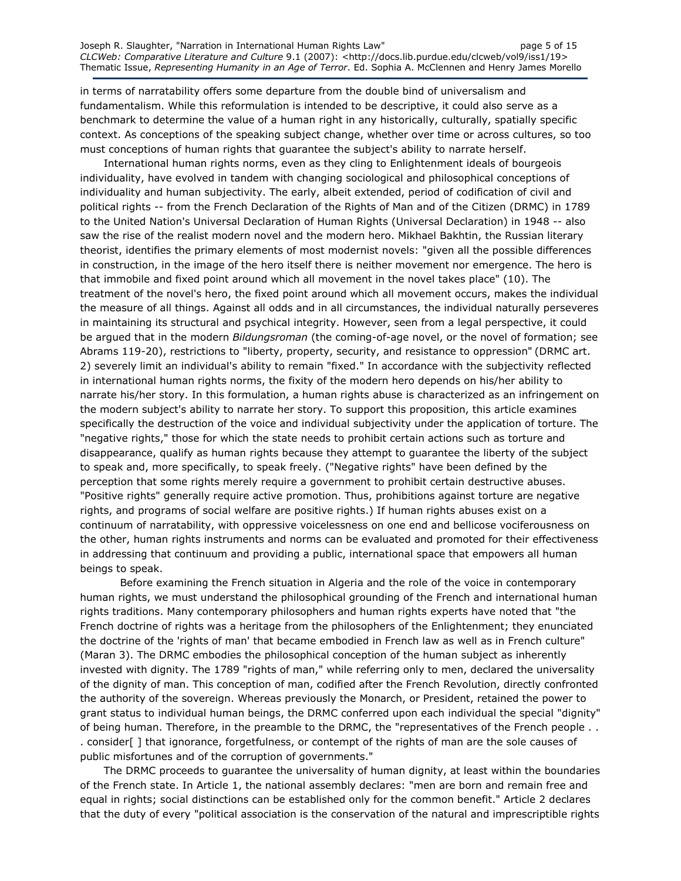in terms of narratability offers some departure from the double bind of universalism and fundamentalism. While this reformulation is intended to be descriptive, it could also serve as a benchmark to determine the value of a human right in any historically, culturally, spatially specific context. As conceptions of the speaking subject change, whether over time or across cultures, so too must conceptions of human rights that guarantee the subject's ability to narrate herself.

International human rights norms, even as they cling to Enlightenment ideals of bourgeois individuality, have evolved in tandem with changing sociological and philosophical conceptions of individuality and human subjectivity. The early, albeit extended, period of codification of civil and political rights -- from the French Declaration of the Rights of Man and of the Citizen (DRMC) in 1789 to the United Nation's Universal Declaration of Human Rights (Universal Declaration) in 1948 -- also saw the rise of the realist modern novel and the modern hero. Mikhael Bakhtin, the Russian literary theorist, identifies the primary elements of most modernist novels: "given all the possible differences in construction, in the image of the hero itself there is neither movement nor emergence. The hero is that immobile and fixed point around which all movement in the novel takes place" (10). The treatment of the novel's hero, the fixed point around which all movement occurs, makes the individual the measure of all things. Against all odds and in all circumstances, the individual naturally perseveres in maintaining its structural and psychical integrity. However, seen from a legal perspective, it could be argued that in the modern *Bildungsroman* (the coming-of-age novel, or the novel of formation; see Abrams 119-20), restrictions to "liberty, property, security, and resistance to oppression" (DRMC art. 2) severely limit an individual's ability to remain "fixed." In accordance with the subjectivity reflected in international human rights norms, the fixity of the modern hero depends on his/her ability to narrate his/her story. In this formulation, a human rights abuse is characterized as an infringement on the modern subject's ability to narrate her story. To support this proposition, this article examines specifically the destruction of the voice and individual subjectivity under the application of torture. The "negative rights," those for which the state needs to prohibit certain actions such as torture and disappearance, qualify as human rights because they attempt to guarantee the liberty of the subject to speak and, more specifically, to speak freely. ("Negative rights" have been defined by the perception that some rights merely require a government to prohibit certain destructive abuses. "Positive rights" generally require active promotion. Thus, prohibitions against torture are negative rights, and programs of social welfare are positive rights.) If human rights abuses exist on a continuum of narratability, with oppressive voicelessness on one end and bellicose vociferousness on the other, human rights instruments and norms can be evaluated and promoted for their effectiveness in addressing that continuum and providing a public, international space that empowers all human beings to speak.

Before examining the French situation in Algeria and the role of the voice in contemporary human rights, we must understand the philosophical grounding of the French and international human rights traditions. Many contemporary philosophers and human rights experts have noted that "the French doctrine of rights was a heritage from the philosophers of the Enlightenment; they enunciated the doctrine of the 'rights of man' that became embodied in French law as well as in French culture" (Maran 3). The DRMC embodies the philosophical conception of the human subject as inherently invested with dignity. The 1789 "rights of man," while referring only to men, declared the universality of the dignity of man. This conception of man, codified after the French Revolution, directly confronted the authority of the sovereign. Whereas previously the Monarch, or President, retained the power to grant status to individual human beings, the DRMC conferred upon each individual the special "dignity" of being human. Therefore, in the preamble to the DRMC, the "representatives of the French people . . . consider[ ] that ignorance, forgetfulness, or contempt of the rights of man are the sole causes of public misfortunes and of the corruption of governments."

The DRMC proceeds to guarantee the universality of human dignity, at least within the boundaries of the French state. In Article 1, the national assembly declares: "men are born and remain free and equal in rights; social distinctions can be established only for the common benefit." Article 2 declares that the duty of every "political association is the conservation of the natural and imprescriptible rights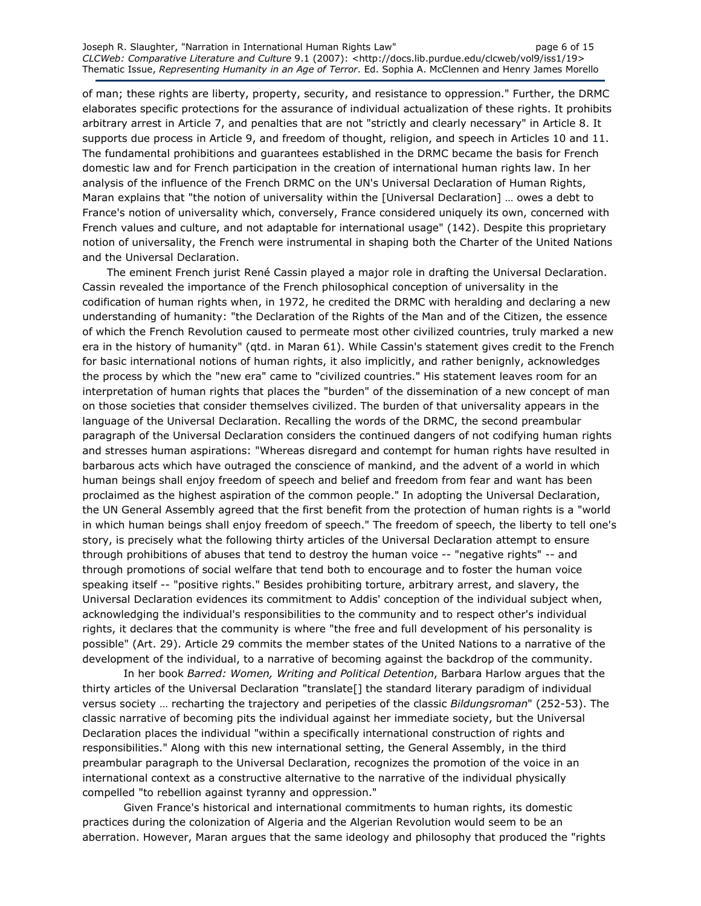of man; these rights are liberty, property, security, and resistance to oppression." Further, the DRMC elaborates specific protections for the assurance of individual actualization of these rights. It prohibits arbitrary arrest in Article 7, and penalties that are not "strictly and clearly necessary" in Article 8. It supports due process in Article 9, and freedom of thought, religion, and speech in Articles 10 and 11. The fundamental prohibitions and guarantees established in the DRMC became the basis for French domestic law and for French participation in the creation of international human rights law. In her analysis of the influence of the French DRMC on the UN's Universal Declaration of Human Rights, Maran explains that "the notion of universality within the [Universal Declaration] … owes a debt to France's notion of universality which, conversely, France considered uniquely its own, concerned with French values and culture, and not adaptable for international usage" (142). Despite this proprietary notion of universality, the French were instrumental in shaping both the Charter of the United Nations and the Universal Declaration.

The eminent French jurist René Cassin played a major role in drafting the Universal Declaration. Cassin revealed the importance of the French philosophical conception of universality in the codification of human rights when, in 1972, he credited the DRMC with heralding and declaring a new understanding of humanity: "the Declaration of the Rights of the Man and of the Citizen, the essence of which the French Revolution caused to permeate most other civilized countries, truly marked a new era in the history of humanity" (qtd. in Maran 61). While Cassin's statement gives credit to the French for basic international notions of human rights, it also implicitly, and rather benignly, acknowledges the process by which the "new era" came to "civilized countries." His statement leaves room for an interpretation of human rights that places the "burden" of the dissemination of a new concept of man on those societies that consider themselves civilized. The burden of that universality appears in the language of the Universal Declaration. Recalling the words of the DRMC, the second preambular paragraph of the Universal Declaration considers the continued dangers of not codifying human rights and stresses human aspirations: "Whereas disregard and contempt for human rights have resulted in barbarous acts which have outraged the conscience of mankind, and the advent of a world in which human beings shall enjoy freedom of speech and belief and freedom from fear and want has been proclaimed as the highest aspiration of the common people." In adopting the Universal Declaration, the UN General Assembly agreed that the first benefit from the protection of human rights is a "world in which human beings shall enjoy freedom of speech." The freedom of speech, the liberty to tell one's story, is precisely what the following thirty articles of the Universal Declaration attempt to ensure through prohibitions of abuses that tend to destroy the human voice -- "negative rights" -- and through promotions of social welfare that tend both to encourage and to foster the human voice speaking itself -- "positive rights." Besides prohibiting torture, arbitrary arrest, and slavery, the Universal Declaration evidences its commitment to Addis' conception of the individual subject when, acknowledging the individual's responsibilities to the community and to respect other's individual rights, it declares that the community is where "the free and full development of his personality is possible" (Art. 29). Article 29 commits the member states of the United Nations to a narrative of the development of the individual, to a narrative of becoming against the backdrop of the community.

In her book *Barred: Women, Writing and Political Detention*, Barbara Harlow argues that the thirty articles of the Universal Declaration "translate[] the standard literary paradigm of individual versus society … recharting the trajectory and peripeties of the classic *Bildungsroman*" (252-53). The classic narrative of becoming pits the individual against her immediate society, but the Universal Declaration places the individual "within a specifically international construction of rights and responsibilities." Along with this new international setting, the General Assembly, in the third preambular paragraph to the Universal Declaration, recognizes the promotion of the voice in an international context as a constructive alternative to the narrative of the individual physically compelled "to rebellion against tyranny and oppression."

Given France's historical and international commitments to human rights, its domestic practices during the colonization of Algeria and the Algerian Revolution would seem to be an aberration. However, Maran argues that the same ideology and philosophy that produced the "rights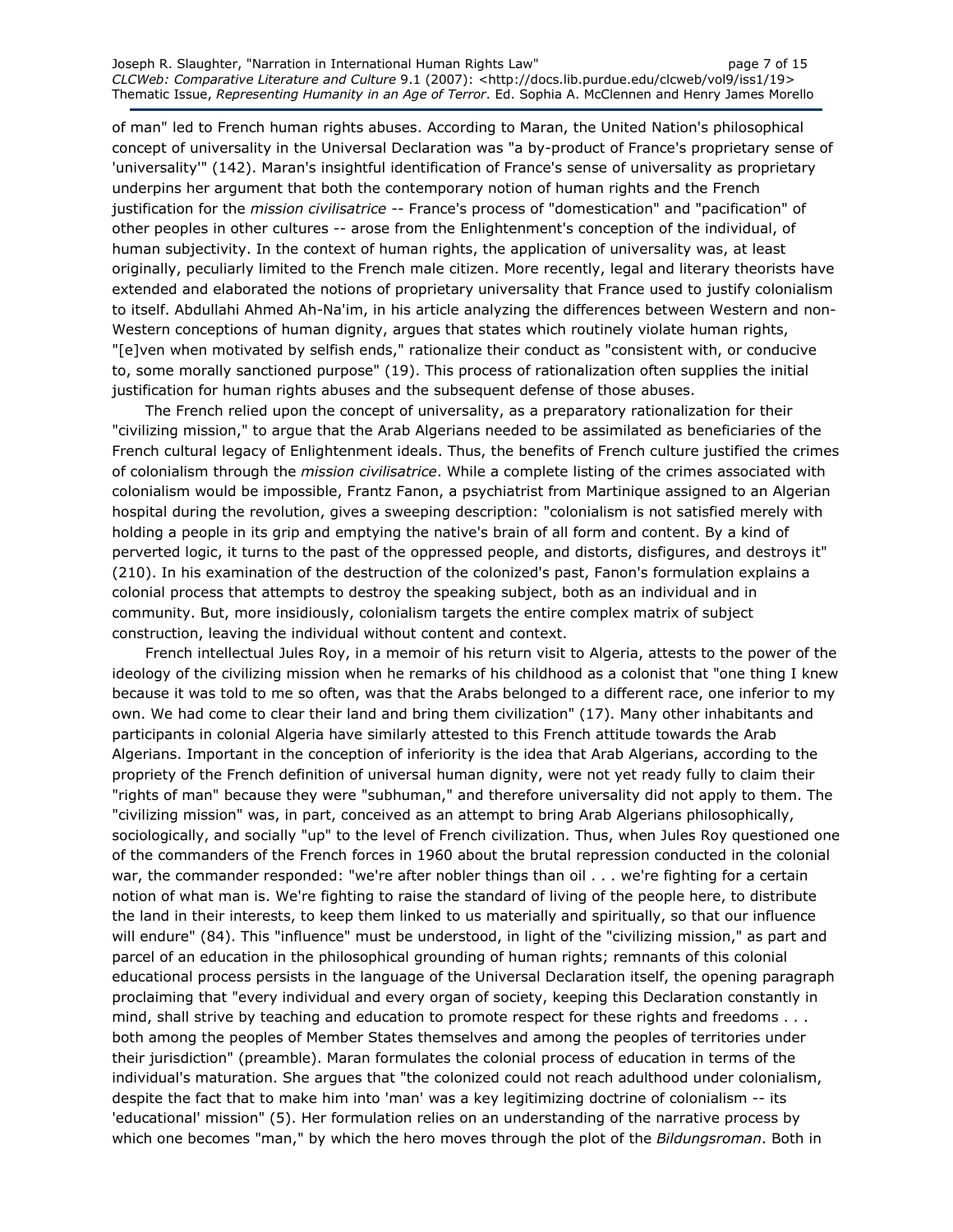of man" led to French human rights abuses. According to Maran, the United Nation's philosophical concept of universality in the Universal Declaration was "a by-product of France's proprietary sense of 'universality'" (142). Maran's insightful identification of France's sense of universality as proprietary underpins her argument that both the contemporary notion of human rights and the French justification for the *mission civilisatrice* -- France's process of "domestication" and "pacification" of other peoples in other cultures -- arose from the Enlightenment's conception of the individual, of human subjectivity. In the context of human rights, the application of universality was, at least originally, peculiarly limited to the French male citizen. More recently, legal and literary theorists have extended and elaborated the notions of proprietary universality that France used to justify colonialism to itself. Abdullahi Ahmed Ah-Na'im, in his article analyzing the differences between Western and non-Western conceptions of human dignity, argues that states which routinely violate human rights, "[e]ven when motivated by selfish ends," rationalize their conduct as "consistent with, or conducive to, some morally sanctioned purpose" (19). This process of rationalization often supplies the initial justification for human rights abuses and the subsequent defense of those abuses.

The French relied upon the concept of universality, as a preparatory rationalization for their "civilizing mission," to argue that the Arab Algerians needed to be assimilated as beneficiaries of the French cultural legacy of Enlightenment ideals. Thus, the benefits of French culture justified the crimes of colonialism through the *mission civilisatrice*. While a complete listing of the crimes associated with colonialism would be impossible, Frantz Fanon, a psychiatrist from Martinique assigned to an Algerian hospital during the revolution, gives a sweeping description: "colonialism is not satisfied merely with holding a people in its grip and emptying the native's brain of all form and content. By a kind of perverted logic, it turns to the past of the oppressed people, and distorts, disfigures, and destroys it" (210). In his examination of the destruction of the colonized's past, Fanon's formulation explains a colonial process that attempts to destroy the speaking subject, both as an individual and in community. But, more insidiously, colonialism targets the entire complex matrix of subject construction, leaving the individual without content and context.

French intellectual Jules Roy, in a memoir of his return visit to Algeria, attests to the power of the ideology of the civilizing mission when he remarks of his childhood as a colonist that "one thing I knew because it was told to me so often, was that the Arabs belonged to a different race, one inferior to my own. We had come to clear their land and bring them civilization" (17). Many other inhabitants and participants in colonial Algeria have similarly attested to this French attitude towards the Arab Algerians. Important in the conception of inferiority is the idea that Arab Algerians, according to the propriety of the French definition of universal human dignity, were not yet ready fully to claim their "rights of man" because they were "subhuman," and therefore universality did not apply to them. The "civilizing mission" was, in part, conceived as an attempt to bring Arab Algerians philosophically, sociologically, and socially "up" to the level of French civilization. Thus, when Jules Roy questioned one of the commanders of the French forces in 1960 about the brutal repression conducted in the colonial war, the commander responded: "we're after nobler things than oil . . . we're fighting for a certain notion of what man is. We're fighting to raise the standard of living of the people here, to distribute the land in their interests, to keep them linked to us materially and spiritually, so that our influence will endure" (84). This "influence" must be understood, in light of the "civilizing mission," as part and parcel of an education in the philosophical grounding of human rights; remnants of this colonial educational process persists in the language of the Universal Declaration itself, the opening paragraph proclaiming that "every individual and every organ of society, keeping this Declaration constantly in mind, shall strive by teaching and education to promote respect for these rights and freedoms . . . both among the peoples of Member States themselves and among the peoples of territories under their jurisdiction" (preamble). Maran formulates the colonial process of education in terms of the individual's maturation. She argues that "the colonized could not reach adulthood under colonialism, despite the fact that to make him into 'man' was a key legitimizing doctrine of colonialism -- its 'educational' mission" (5). Her formulation relies on an understanding of the narrative process by which one becomes "man," by which the hero moves through the plot of the *Bildungsroman*. Both in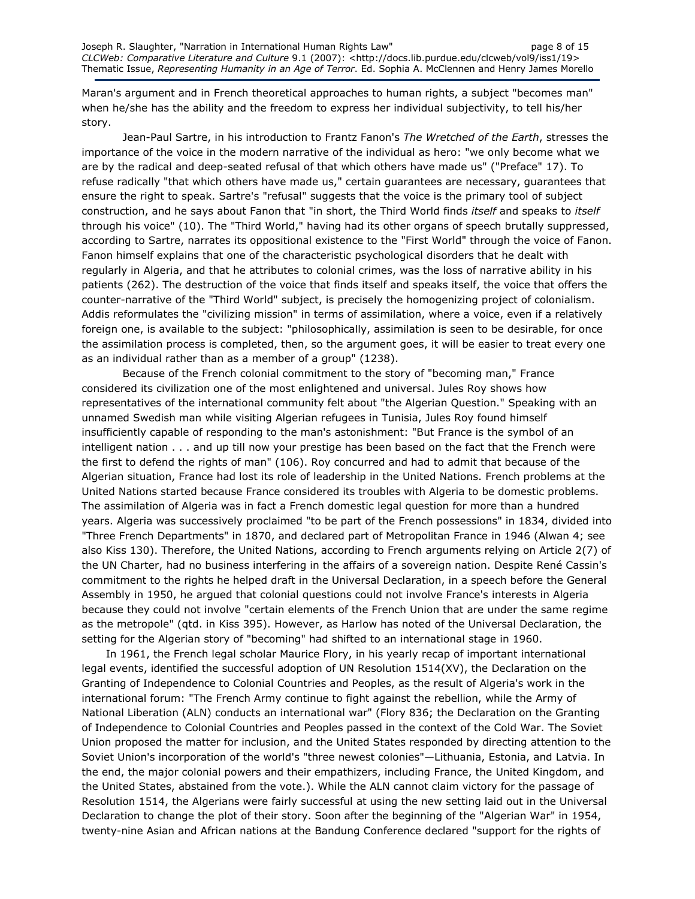Maran's argument and in French theoretical approaches to human rights, a subject "becomes man" when he/she has the ability and the freedom to express her individual subjectivity, to tell his/her story.

Jean-Paul Sartre, in his introduction to Frantz Fanon's *The Wretched of the Earth*, stresses the importance of the voice in the modern narrative of the individual as hero: "we only become what we are by the radical and deep-seated refusal of that which others have made us" ("Preface" 17). To refuse radically "that which others have made us," certain guarantees are necessary, guarantees that ensure the right to speak. Sartre's "refusal" suggests that the voice is the primary tool of subject construction, and he says about Fanon that "in short, the Third World finds *itself* and speaks to *itself* through his voice" (10). The "Third World," having had its other organs of speech brutally suppressed, according to Sartre, narrates its oppositional existence to the "First World" through the voice of Fanon. Fanon himself explains that one of the characteristic psychological disorders that he dealt with regularly in Algeria, and that he attributes to colonial crimes, was the loss of narrative ability in his patients (262). The destruction of the voice that finds itself and speaks itself, the voice that offers the counter-narrative of the "Third World" subject, is precisely the homogenizing project of colonialism. Addis reformulates the "civilizing mission" in terms of assimilation, where a voice, even if a relatively foreign one, is available to the subject: "philosophically, assimilation is seen to be desirable, for once the assimilation process is completed, then, so the argument goes, it will be easier to treat every one as an individual rather than as a member of a group" (1238).

Because of the French colonial commitment to the story of "becoming man," France considered its civilization one of the most enlightened and universal. Jules Roy shows how representatives of the international community felt about "the Algerian Question." Speaking with an unnamed Swedish man while visiting Algerian refugees in Tunisia, Jules Roy found himself insufficiently capable of responding to the man's astonishment: "But France is the symbol of an intelligent nation . . . and up till now your prestige has been based on the fact that the French were the first to defend the rights of man" (106). Roy concurred and had to admit that because of the Algerian situation, France had lost its role of leadership in the United Nations. French problems at the United Nations started because France considered its troubles with Algeria to be domestic problems. The assimilation of Algeria was in fact a French domestic legal question for more than a hundred years. Algeria was successively proclaimed "to be part of the French possessions" in 1834, divided into "Three French Departments" in 1870, and declared part of Metropolitan France in 1946 (Alwan 4; see also Kiss 130). Therefore, the United Nations, according to French arguments relying on Article 2(7) of the UN Charter, had no business interfering in the affairs of a sovereign nation. Despite René Cassin's commitment to the rights he helped draft in the Universal Declaration, in a speech before the General Assembly in 1950, he argued that colonial questions could not involve France's interests in Algeria because they could not involve "certain elements of the French Union that are under the same regime as the metropole" (qtd. in Kiss 395). However, as Harlow has noted of the Universal Declaration, the setting for the Algerian story of "becoming" had shifted to an international stage in 1960.

In 1961, the French legal scholar Maurice Flory, in his yearly recap of important international legal events, identified the successful adoption of UN Resolution 1514(XV), the Declaration on the Granting of Independence to Colonial Countries and Peoples, as the result of Algeria's work in the international forum: "The French Army continue to fight against the rebellion, while the Army of National Liberation (ALN) conducts an international war" (Flory 836; the Declaration on the Granting of Independence to Colonial Countries and Peoples passed in the context of the Cold War. The Soviet Union proposed the matter for inclusion, and the United States responded by directing attention to the Soviet Union's incorporation of the world's "three newest colonies"—Lithuania, Estonia, and Latvia. In the end, the major colonial powers and their empathizers, including France, the United Kingdom, and the United States, abstained from the vote.). While the ALN cannot claim victory for the passage of Resolution 1514, the Algerians were fairly successful at using the new setting laid out in the Universal Declaration to change the plot of their story. Soon after the beginning of the "Algerian War" in 1954, twenty-nine Asian and African nations at the Bandung Conference declared "support for the rights of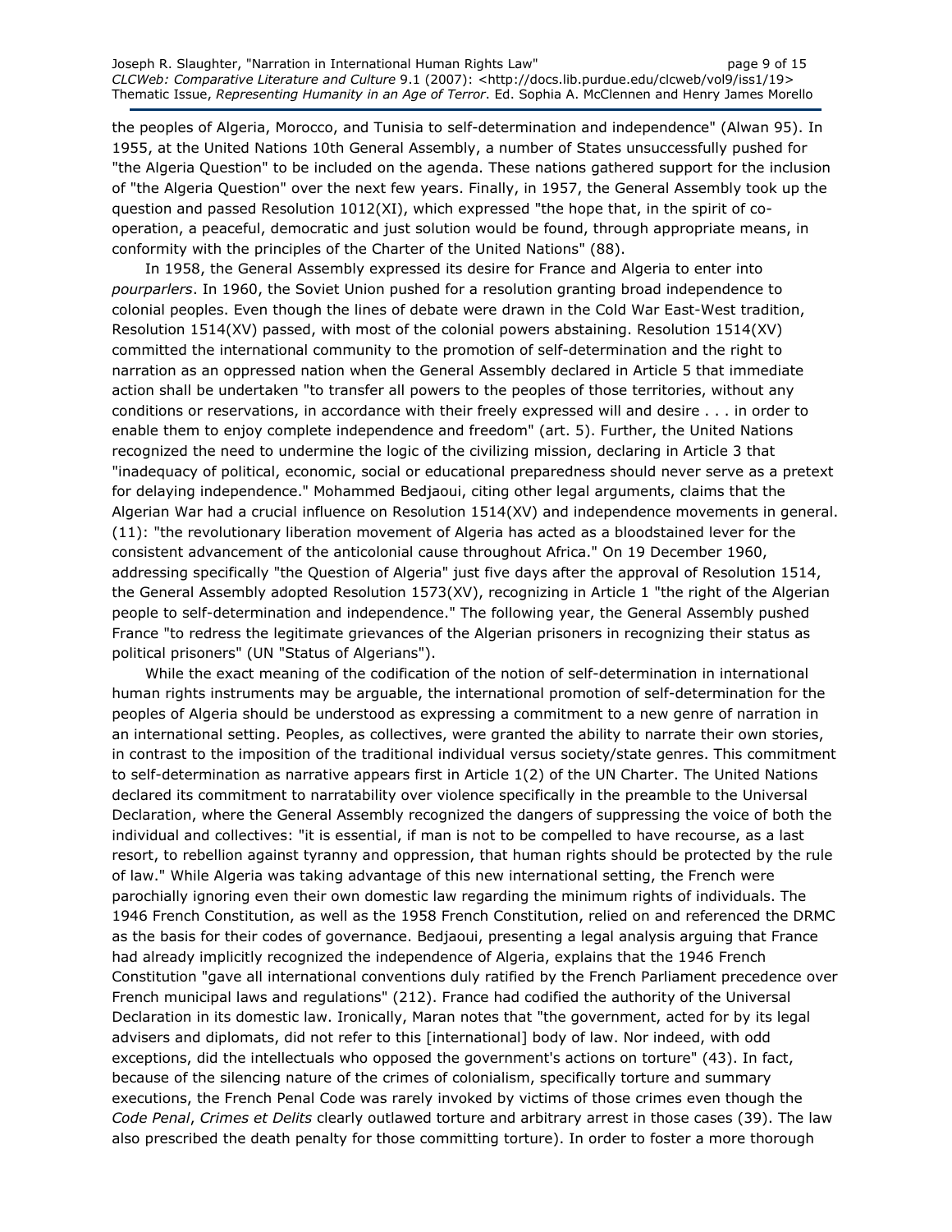the peoples of Algeria, Morocco, and Tunisia to self-determination and independence" (Alwan 95). In 1955, at the United Nations 10th General Assembly, a number of States unsuccessfully pushed for "the Algeria Question" to be included on the agenda. These nations gathered support for the inclusion of "the Algeria Question" over the next few years. Finally, in 1957, the General Assembly took up the question and passed Resolution 1012(XI), which expressed "the hope that, in the spirit of co-operation, a peaceful, democratic and just solution would be found, through appropriate means, in conformity with the principles of the Charter of the United Nations" (88).

In 1958, the General Assembly expressed its desire for France and Algeria to enter into *pourparlers*. In 1960, the Soviet Union pushed for a resolution granting broad independence to colonial peoples. Even though the lines of debate were drawn in the Cold War East-West tradition, Resolution 1514(XV) passed, with most of the colonial powers abstaining. Resolution 1514(XV) committed the international community to the promotion of self-determination and the right to narration as an oppressed nation when the General Assembly declared in Article 5 that immediate action shall be undertaken "to transfer all powers to the peoples of those territories, without any conditions or reservations, in accordance with their freely expressed will and desire . . . in order to enable them to enjoy complete independence and freedom" (art. 5). Further, the United Nations recognized the need to undermine the logic of the civilizing mission, declaring in Article 3 that "inadequacy of political, economic, social or educational preparedness should never serve as a pretext for delaying independence." Mohammed Bedjaoui, citing other legal arguments, claims that the Algerian War had a crucial influence on Resolution 1514(XV) and independence movements in general. (11): "the revolutionary liberation movement of Algeria has acted as a bloodstained lever for the consistent advancement of the anticolonial cause throughout Africa." On 19 December 1960, addressing specifically "the Question of Algeria" just five days after the approval of Resolution 1514, the General Assembly adopted Resolution 1573(XV), recognizing in Article 1 "the right of the Algerian people to self-determination and independence." The following year, the General Assembly pushed France "to redress the legitimate grievances of the Algerian prisoners in recognizing their status as political prisoners" (UN "Status of Algerians").

While the exact meaning of the codification of the notion of self-determination in international human rights instruments may be arguable, the international promotion of self-determination for the peoples of Algeria should be understood as expressing a commitment to a new genre of narration in an international setting. Peoples, as collectives, were granted the ability to narrate their own stories, in contrast to the imposition of the traditional individual versus society/state genres. This commitment to self-determination as narrative appears first in Article 1(2) of the UN Charter. The United Nations declared its commitment to narratability over violence specifically in the preamble to the Universal Declaration, where the General Assembly recognized the dangers of suppressing the voice of both the individual and collectives: "it is essential, if man is not to be compelled to have recourse, as a last resort, to rebellion against tyranny and oppression, that human rights should be protected by the rule of law." While Algeria was taking advantage of this new international setting, the French were parochially ignoring even their own domestic law regarding the minimum rights of individuals. The 1946 French Constitution, as well as the 1958 French Constitution, relied on and referenced the DRMC as the basis for their codes of governance. Bedjaoui, presenting a legal analysis arguing that France had already implicitly recognized the independence of Algeria, explains that the 1946 French Constitution "gave all international conventions duly ratified by the French Parliament precedence over French municipal laws and regulations" (212). France had codified the authority of the Universal Declaration in its domestic law. Ironically, Maran notes that "the government, acted for by its legal advisers and diplomats, did not refer to this [international] body of law. Nor indeed, with odd exceptions, did the intellectuals who opposed the government's actions on torture" (43). In fact, because of the silencing nature of the crimes of colonialism, specifically torture and summary executions, the French Penal Code was rarely invoked by victims of those crimes even though the *Code Penal*, *Crimes et Delits* clearly outlawed torture and arbitrary arrest in those cases (39). The law also prescribed the death penalty for those committing torture). In order to foster a more thorough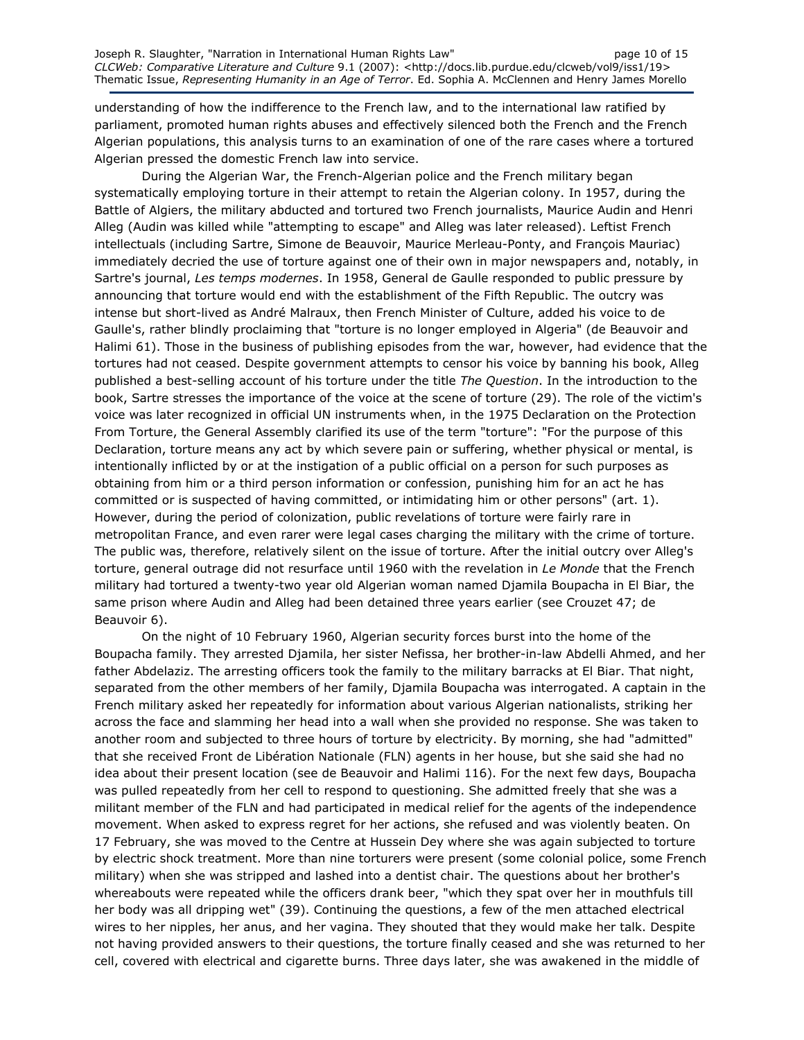understanding of how the indifference to the French law, and to the international law ratified by parliament, promoted human rights abuses and effectively silenced both the French and the French Algerian populations, this analysis turns to an examination of one of the rare cases where a tortured Algerian pressed the domestic French law into service.

During the Algerian War, the French-Algerian police and the French military began systematically employing torture in their attempt to retain the Algerian colony. In 1957, during the Battle of Algiers, the military abducted and tortured two French journalists, Maurice Audin and Henri Alleg (Audin was killed while "attempting to escape" and Alleg was later released). Leftist French intellectuals (including Sartre, Simone de Beauvoir, Maurice Merleau-Ponty, and François Mauriac) immediately decried the use of torture against one of their own in major newspapers and, notably, in Sartre's journal, *Les temps modernes*. In 1958, General de Gaulle responded to public pressure by announcing that torture would end with the establishment of the Fifth Republic. The outcry was intense but short-lived as André Malraux, then French Minister of Culture, added his voice to de Gaulle's, rather blindly proclaiming that "torture is no longer employed in Algeria" (de Beauvoir and Halimi 61). Those in the business of publishing episodes from the war, however, had evidence that the tortures had not ceased. Despite government attempts to censor his voice by banning his book, Alleg published a best-selling account of his torture under the title *The Question*. In the introduction to the book, Sartre stresses the importance of the voice at the scene of torture (29). The role of the victim's voice was later recognized in official UN instruments when, in the 1975 Declaration on the Protection From Torture, the General Assembly clarified its use of the term "torture": "For the purpose of this Declaration, torture means any act by which severe pain or suffering, whether physical or mental, is intentionally inflicted by or at the instigation of a public official on a person for such purposes as obtaining from him or a third person information or confession, punishing him for an act he has committed or is suspected of having committed, or intimidating him or other persons" (art. 1). However, during the period of colonization, public revelations of torture were fairly rare in metropolitan France, and even rarer were legal cases charging the military with the crime of torture. The public was, therefore, relatively silent on the issue of torture. After the initial outcry over Alleg's torture, general outrage did not resurface until 1960 with the revelation in *Le Monde* that the French military had tortured a twenty-two year old Algerian woman named Djamila Boupacha in El Biar, the same prison where Audin and Alleg had been detained three years earlier (see Crouzet 47; de Beauvoir 6).

On the night of 10 February 1960, Algerian security forces burst into the home of the Boupacha family. They arrested Djamila, her sister Nefissa, her brother-in-law Abdelli Ahmed, and her father Abdelaziz. The arresting officers took the family to the military barracks at El Biar. That night, separated from the other members of her family, Djamila Boupacha was interrogated. A captain in the French military asked her repeatedly for information about various Algerian nationalists, striking her across the face and slamming her head into a wall when she provided no response. She was taken to another room and subjected to three hours of torture by electricity. By morning, she had "admitted" that she received Front de Libération Nationale (FLN) agents in her house, but she said she had no idea about their present location (see de Beauvoir and Halimi 116). For the next few days, Boupacha was pulled repeatedly from her cell to respond to questioning. She admitted freely that she was a militant member of the FLN and had participated in medical relief for the agents of the independence movement. When asked to express regret for her actions, she refused and was violently beaten. On 17 February, she was moved to the Centre at Hussein Dey where she was again subjected to torture by electric shock treatment. More than nine torturers were present (some colonial police, some French military) when she was stripped and lashed into a dentist chair. The questions about her brother's whereabouts were repeated while the officers drank beer, "which they spat over her in mouthfuls till her body was all dripping wet" (39). Continuing the questions, a few of the men attached electrical wires to her nipples, her anus, and her vagina. They shouted that they would make her talk. Despite not having provided answers to their questions, the torture finally ceased and she was returned to her cell, covered with electrical and cigarette burns. Three days later, she was awakened in the middle of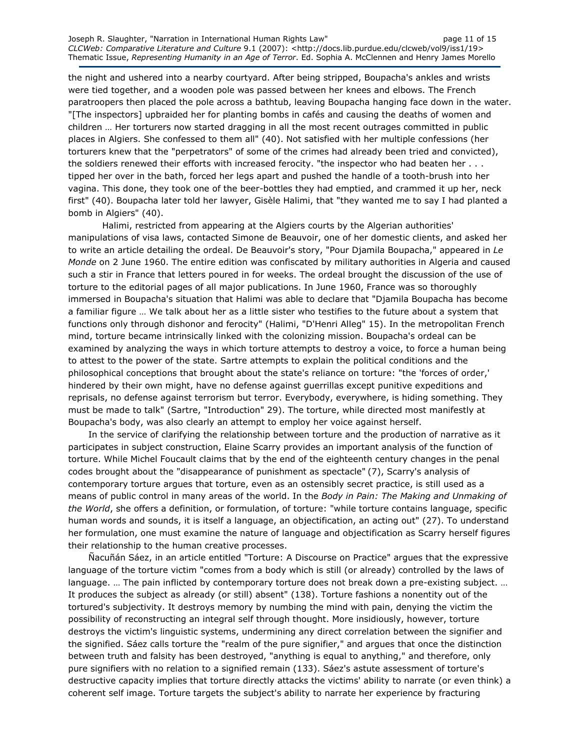the night and ushered into a nearby courtyard. After being stripped, Boupacha's ankles and wrists were tied together, and a wooden pole was passed between her knees and elbows. The French paratroopers then placed the pole across a bathtub, leaving Boupacha hanging face down in the water. "[The inspectors] upbraided her for planting bombs in cafés and causing the deaths of women and children … Her torturers now started dragging in all the most recent outrages committed in public places in Algiers. She confessed to them all" (40). Not satisfied with her multiple confessions (her torturers knew that the "perpetrators" of some of the crimes had already been tried and convicted), the soldiers renewed their efforts with increased ferocity. "the inspector who had beaten her . . . tipped her over in the bath, forced her legs apart and pushed the handle of a tooth-brush into her vagina. This done, they took one of the beer-bottles they had emptied, and crammed it up her, neck first" (40). Boupacha later told her lawyer, Gisèle Halimi, that "they wanted me to say I had planted a bomb in Algiers" (40).

Halimi, restricted from appearing at the Algiers courts by the Algerian authorities' manipulations of visa laws, contacted Simone de Beauvoir, one of her domestic clients, and asked her to write an article detailing the ordeal. De Beauvoir's story, "Pour Djamila Boupacha," appeared in *Le Monde* on 2 June 1960. The entire edition was confiscated by military authorities in Algeria and caused such a stir in France that letters poured in for weeks. The ordeal brought the discussion of the use of torture to the editorial pages of all major publications. In June 1960, France was so thoroughly immersed in Boupacha's situation that Halimi was able to declare that "Djamila Boupacha has become a familiar figure … We talk about her as a little sister who testifies to the future about a system that functions only through dishonor and ferocity" (Halimi, "D'Henri Alleg" 15). In the metropolitan French mind, torture became intrinsically linked with the colonizing mission. Boupacha's ordeal can be examined by analyzing the ways in which torture attempts to destroy a voice, to force a human being to attest to the power of the state. Sartre attempts to explain the political conditions and the philosophical conceptions that brought about the state's reliance on torture: "the 'forces of order,' hindered by their own might, have no defense against guerrillas except punitive expeditions and reprisals, no defense against terrorism but terror. Everybody, everywhere, is hiding something. They must be made to talk" (Sartre, "Introduction" 29). The torture, while directed most manifestly at Boupacha's body, was also clearly an attempt to employ her voice against herself.

In the service of clarifying the relationship between torture and the production of narrative as it participates in subject construction, Elaine Scarry provides an important analysis of the function of torture. While Michel Foucault claims that by the end of the eighteenth century changes in the penal codes brought about the "disappearance of punishment as spectacle" (7), Scarry's analysis of contemporary torture argues that torture, even as an ostensibly secret practice, is still used as a means of public control in many areas of the world. In the *Body in Pain: The Making and Unmaking of the World*, she offers a definition, or formulation, of torture: "while torture contains language, specific human words and sounds, it is itself a language, an objectification, an acting out" (27). To understand her formulation, one must examine the nature of language and objectification as Scarry herself figures their relationship to the human creative processes.

Ñacuñán Sáez, in an article entitled "Torture: A Discourse on Practice" argues that the expressive language of the torture victim "comes from a body which is still (or already) controlled by the laws of language. … The pain inflicted by contemporary torture does not break down a pre-existing subject. … It produces the subject as already (or still) absent" (138). Torture fashions a nonentity out of the tortured's subjectivity. It destroys memory by numbing the mind with pain, denying the victim the possibility of reconstructing an integral self through thought. More insidiously, however, torture destroys the victim's linguistic systems, undermining any direct correlation between the signifier and the signified. Sáez calls torture the "realm of the pure signifier," and argues that once the distinction between truth and falsity has been destroyed, "anything is equal to anything," and therefore, only pure signifiers with no relation to a signified remain (133). Sáez's astute assessment of torture's destructive capacity implies that torture directly attacks the victims' ability to narrate (or even think) a coherent self image. Torture targets the subject's ability to narrate her experience by fracturing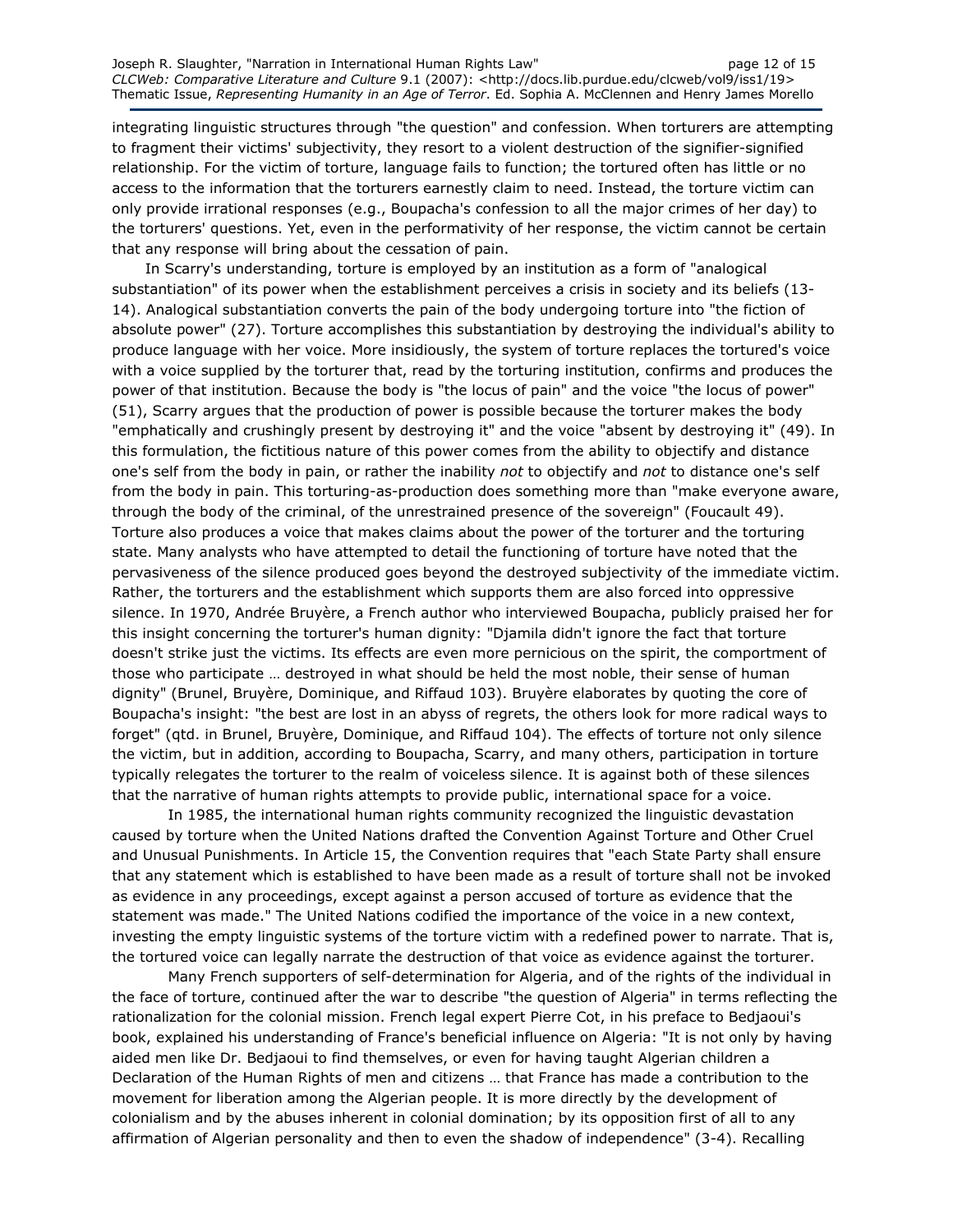integrating linguistic structures through "the question" and confession. When torturers are attempting to fragment their victims' subjectivity, they resort to a violent destruction of the signifier-signified relationship. For the victim of torture, language fails to function; the tortured often has little or no access to the information that the torturers earnestly claim to need. Instead, the torture victim can only provide irrational responses (e.g., Boupacha's confession to all the major crimes of her day) to the torturers' questions. Yet, even in the performativity of her response, the victim cannot be certain that any response will bring about the cessation of pain.

In Scarry's understanding, torture is employed by an institution as a form of "analogical substantiation" of its power when the establishment perceives a crisis in society and its beliefs (13-14). Analogical substantiation converts the pain of the body undergoing torture into "the fiction of absolute power" (27). Torture accomplishes this substantiation by destroying the individual's ability to produce language with her voice. More insidiously, the system of torture replaces the tortured's voice with a voice supplied by the torturer that, read by the torturing institution, confirms and produces the power of that institution. Because the body is "the locus of pain" and the voice "the locus of power" (51), Scarry argues that the production of power is possible because the torturer makes the body "emphatically and crushingly present by destroying it" and the voice "absent by destroying it" (49). In this formulation, the fictitious nature of this power comes from the ability to objectify and distance one's self from the body in pain, or rather the inability *not* to objectify and *not* to distance one's self from the body in pain. This torturing-as-production does something more than "make everyone aware, through the body of the criminal, of the unrestrained presence of the sovereign" (Foucault 49). Torture also produces a voice that makes claims about the power of the torturer and the torturing state. Many analysts who have attempted to detail the functioning of torture have noted that the pervasiveness of the silence produced goes beyond the destroyed subjectivity of the immediate victim. Rather, the torturers and the establishment which supports them are also forced into oppressive silence. In 1970, Andrée Bruyère, a French author who interviewed Boupacha, publicly praised her for this insight concerning the torturer's human dignity: "Djamila didn't ignore the fact that torture doesn't strike just the victims. Its effects are even more pernicious on the spirit, the comportment of those who participate … destroyed in what should be held the most noble, their sense of human dignity" (Brunel, Bruyère, Dominique, and Riffaud 103). Bruyère elaborates by quoting the core of Boupacha's insight: "the best are lost in an abyss of regrets, the others look for more radical ways to forget" (qtd. in Brunel, Bruyère, Dominique, and Riffaud 104). The effects of torture not only silence the victim, but in addition, according to Boupacha, Scarry, and many others, participation in torture typically relegates the torturer to the realm of voiceless silence. It is against both of these silences that the narrative of human rights attempts to provide public, international space for a voice.

In 1985, the international human rights community recognized the linguistic devastation caused by torture when the United Nations drafted the Convention Against Torture and Other Cruel and Unusual Punishments. In Article 15, the Convention requires that "each State Party shall ensure that any statement which is established to have been made as a result of torture shall not be invoked as evidence in any proceedings, except against a person accused of torture as evidence that the statement was made." The United Nations codified the importance of the voice in a new context, investing the empty linguistic systems of the torture victim with a redefined power to narrate. That is, the tortured voice can legally narrate the destruction of that voice as evidence against the torturer.

Many French supporters of self-determination for Algeria, and of the rights of the individual in the face of torture, continued after the war to describe "the question of Algeria" in terms reflecting the rationalization for the colonial mission. French legal expert Pierre Cot, in his preface to Bedjaoui's book, explained his understanding of France's beneficial influence on Algeria: "It is not only by having aided men like Dr. Bedjaoui to find themselves, or even for having taught Algerian children a Declaration of the Human Rights of men and citizens … that France has made a contribution to the movement for liberation among the Algerian people. It is more directly by the development of colonialism and by the abuses inherent in colonial domination; by its opposition first of all to any affirmation of Algerian personality and then to even the shadow of independence" (3-4). Recalling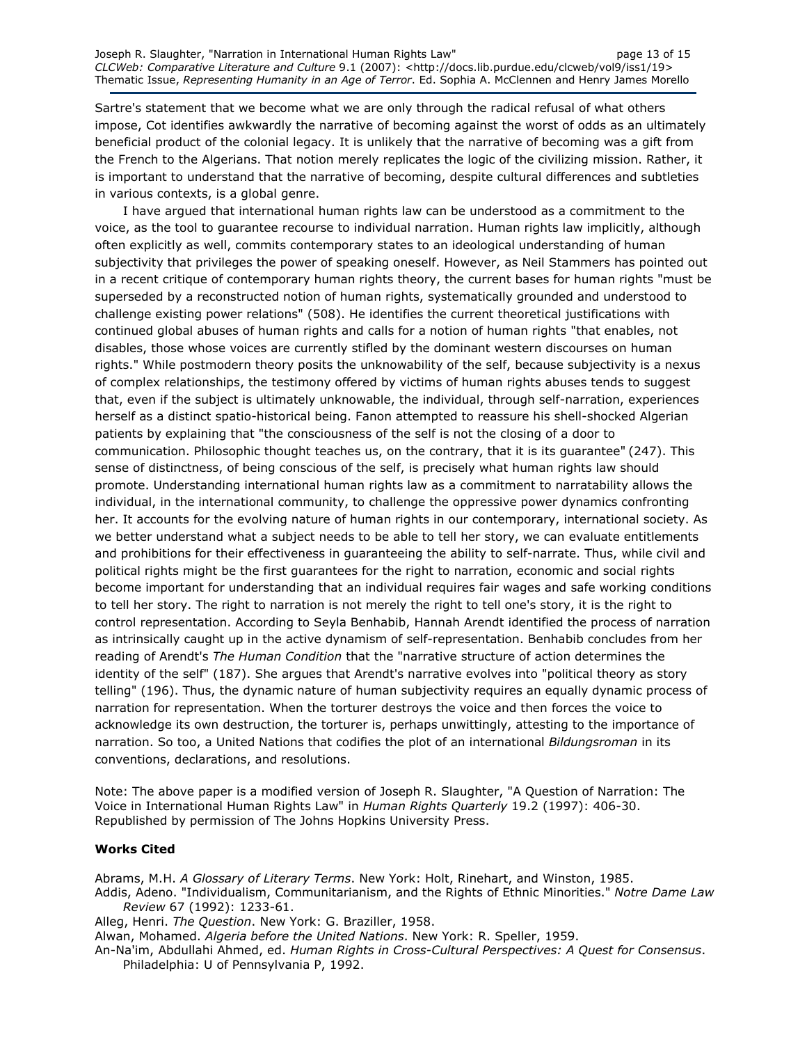Sartre's statement that we become what we are only through the radical refusal of what others impose, Cot identifies awkwardly the narrative of becoming against the worst of odds as an ultimately beneficial product of the colonial legacy. It is unlikely that the narrative of becoming was a gift from the French to the Algerians. That notion merely replicates the logic of the civilizing mission. Rather, it is important to understand that the narrative of becoming, despite cultural differences and subtleties in various contexts, is a global genre.

I have argued that international human rights law can be understood as a commitment to the voice, as the tool to guarantee recourse to individual narration. Human rights law implicitly, although often explicitly as well, commits contemporary states to an ideological understanding of human subjectivity that privileges the power of speaking oneself. However, as Neil Stammers has pointed out in a recent critique of contemporary human rights theory, the current bases for human rights "must be superseded by a reconstructed notion of human rights, systematically grounded and understood to challenge existing power relations" (508). He identifies the current theoretical justifications with continued global abuses of human rights and calls for a notion of human rights "that enables, not disables, those whose voices are currently stifled by the dominant western discourses on human rights." While postmodern theory posits the unknowability of the self, because subjectivity is a nexus of complex relationships, the testimony offered by victims of human rights abuses tends to suggest that, even if the subject is ultimately unknowable, the individual, through self-narration, experiences herself as a distinct spatio-historical being. Fanon attempted to reassure his shell-shocked Algerian patients by explaining that "the consciousness of the self is not the closing of a door to communication. Philosophic thought teaches us, on the contrary, that it is its guarantee" (247). This sense of distinctness, of being conscious of the self, is precisely what human rights law should promote. Understanding international human rights law as a commitment to narratability allows the individual, in the international community, to challenge the oppressive power dynamics confronting her. It accounts for the evolving nature of human rights in our contemporary, international society. As we better understand what a subject needs to be able to tell her story, we can evaluate entitlements and prohibitions for their effectiveness in guaranteeing the ability to self-narrate. Thus, while civil and political rights might be the first guarantees for the right to narration, economic and social rights become important for understanding that an individual requires fair wages and safe working conditions to tell her story. The right to narration is not merely the right to tell one's story, it is the right to control representation. According to Seyla Benhabib, Hannah Arendt identified the process of narration as intrinsically caught up in the active dynamism of self-representation. Benhabib concludes from her reading of Arendt's *The Human Condition* that the "narrative structure of action determines the identity of the self" (187). She argues that Arendt's narrative evolves into "political theory as story telling" (196). Thus, the dynamic nature of human subjectivity requires an equally dynamic process of narration for representation. When the torturer destroys the voice and then forces the voice to acknowledge its own destruction, the torturer is, perhaps unwittingly, attesting to the importance of narration. So too, a United Nations that codifies the plot of an international *Bildungsroman* in its conventions, declarations, and resolutions.

Note: The above paper is a modified version of Joseph R. Slaughter, "A Question of Narration: The Voice in International Human Rights Law" in *Human Rights Quarterly* 19.2 (1997): 406-30. Republished by permission of The Johns Hopkins University Press.

**Works Cited**

Abrams, M.H. *A Glossary of Literary Terms*. New York: Holt, Rinehart, and Winston, 1985.

Addis, Adeno. "Individualism, Communitarianism, and the Rights of Ethnic Minorities." *Notre Dame Law Review* 67 (1992): 1233-61.

Alleg, Henri. *The Question*. New York: G. Braziller, 1958.

Alwan, Mohamed. *Algeria before the United Nations*. New York: R. Speller, 1959.

An-Na'im, Abdullahi Ahmed, ed. *Human Rights in Cross-Cultural Perspectives: A Quest for Consensus*. Philadelphia: U of Pennsylvania P, 1992.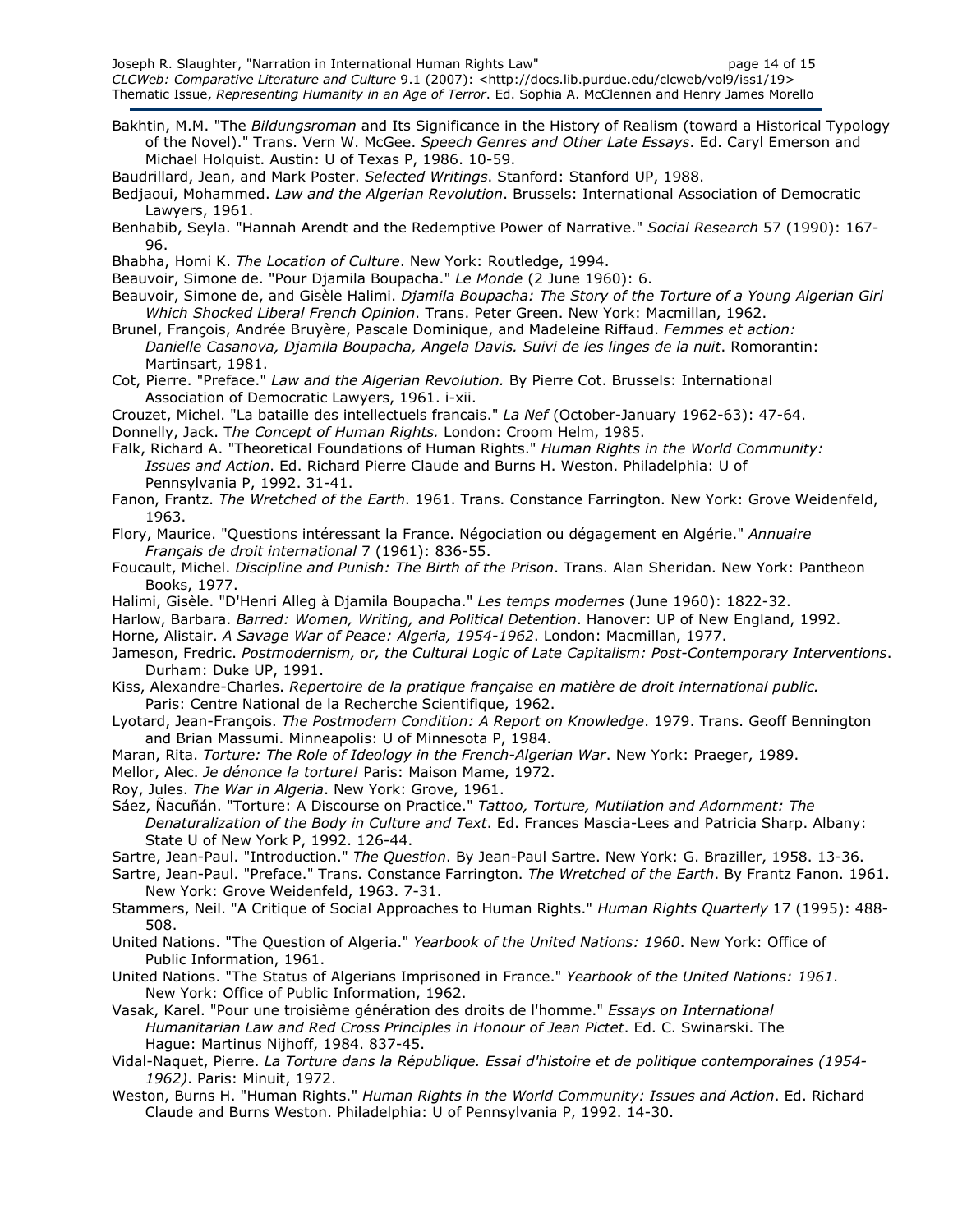Bakhtin, M.M. "The *Bildungsroman* and Its Significance in the History of Realism (toward a Historical Typology of the Novel)." Trans. Vern W. McGee. *Speech Genres and Other Late Essays*. Ed. Caryl Emerson and Michael Holquist. Austin: U of Texas P, 1986. 10-59.

Baudrillard, Jean, and Mark Poster. *Selected Writings*. Stanford: Stanford UP, 1988.

Bedjaoui, Mohammed. *Law and the Algerian Revolution*. Brussels: International Association of Democratic Lawyers, 1961.

Benhabib, Seyla. "Hannah Arendt and the Redemptive Power of Narrative." *Social Research* 57 (1990): 167-96.

Bhabha, Homi K. *The Location of Culture*. New York: Routledge, 1994.

Beauvoir, Simone de. "Pour Djamila Boupacha." *Le Monde* (2 June 1960): 6.

Beauvoir, Simone de, and Gisèle Halimi. *Djamila Boupacha: The Story of the Torture of a Young Algerian Girl Which Shocked Liberal French Opinion*. Trans. Peter Green. New York: Macmillan, 1962.

Brunel, François, Andrée Bruyère, Pascale Dominique, and Madeleine Riffaud. *Femmes et action: Danielle Casanova, Djamila Boupacha, Angela Davis. Suivi de les linges de la nuit*. Romorantin: Martinsart, 1981.

Cot, Pierre. "Preface." *Law and the Algerian Revolution.* By Pierre Cot. Brussels: International Association of Democratic Lawyers, 1961. i-xii.

Crouzet, Michel. "La bataille des intellectuels francais." *La Nef* (October-January 1962-63): 47-64.

Donnelly, Jack. *The Concept of Human Rights.* London: Croom Helm, 1985.

Falk, Richard A. "Theoretical Foundations of Human Rights." *Human Rights in the World Community: Issues and Action*. Ed. Richard Pierre Claude and Burns H. Weston. Philadelphia: U of Pennsylvania P, 1992. 31-41.

Fanon, Frantz. *The Wretched of the Earth*. 1961. Trans. Constance Farrington. New York: Grove Weidenfeld, 1963.

Flory, Maurice. "Questions intéressant la France. Négociation ou dégagement en Algérie." *Annuaire Français de droit international* 7 (1961): 836-55.

Foucault, Michel. *Discipline and Punish: The Birth of the Prison*. Trans. Alan Sheridan. New York: Pantheon Books, 1977.

Halimi, Gisèle. "D'Henri Alleg à Djamila Boupacha." *Les temps modernes* (June 1960): 1822-32.

Harlow, Barbara. *Barred: Women, Writing, and Political Detention*. Hanover: UP of New England, 1992.

Horne, Alistair. *A Savage War of Peace: Algeria, 1954-1962*. London: Macmillan, 1977.

Jameson, Fredric. *Postmodernism, or, the Cultural Logic of Late Capitalism: Post-Contemporary Interventions*. Durham: Duke UP, 1991.

Kiss, Alexandre-Charles. *Repertoire de la pratique française en matière de droit international public.* Paris: Centre National de la Recherche Scientifique, 1962.

Lyotard, Jean-François. *The Postmodern Condition: A Report on Knowledge*. 1979. Trans. Geoff Bennington and Brian Massumi. Minneapolis: U of Minnesota P, 1984.

Maran, Rita. *Torture: The Role of Ideology in the French-Algerian War*. New York: Praeger, 1989.

Mellor, Alec. *Je dénonce la torture!* Paris: Maison Mame, 1972.

Roy, Jules. *The War in Algeria*. New York: Grove, 1961.

Sáez, Ñacuñán. "Torture: A Discourse on Practice." *Tattoo, Torture, Mutilation and Adornment: The Denaturalization of the Body in Culture and Text*. Ed. Frances Mascia-Lees and Patricia Sharp. Albany: State U of New York P, 1992. 126-44.

Sartre, Jean-Paul. "Introduction." *The Question*. By Jean-Paul Sartre. New York: G. Braziller, 1958. 13-36.

Sartre, Jean-Paul. "Preface." Trans. Constance Farrington. *The Wretched of the Earth*. By Frantz Fanon. 1961. New York: Grove Weidenfeld, 1963. 7-31.

Stammers, Neil. "A Critique of Social Approaches to Human Rights." *Human Rights Quarterly* 17 (1995): 488-508.

United Nations. "The Question of Algeria." *Yearbook of the United Nations: 1960*. New York: Office of Public Information, 1961.

United Nations. "The Status of Algerians Imprisoned in France." *Yearbook of the United Nations: 1961*. New York: Office of Public Information, 1962.

Vasak, Karel. "Pour une troisième génération des droits de l'homme." *Essays on International Humanitarian Law and Red Cross Principles in Honour of Jean Pictet*. Ed. C. Swinarski. The Hague: Martinus Nijhoff, 1984. 837-45.

Vidal-Naquet, Pierre. *La Torture dans la République. Essai d'histoire et de politique contemporaines (1954-1962)*. Paris: Minuit, 1972.

Weston, Burns H. "Human Rights." *Human Rights in the World Community: Issues and Action*. Ed. Richard Claude and Burns Weston. Philadelphia: U of Pennsylvania P, 1992. 14-30.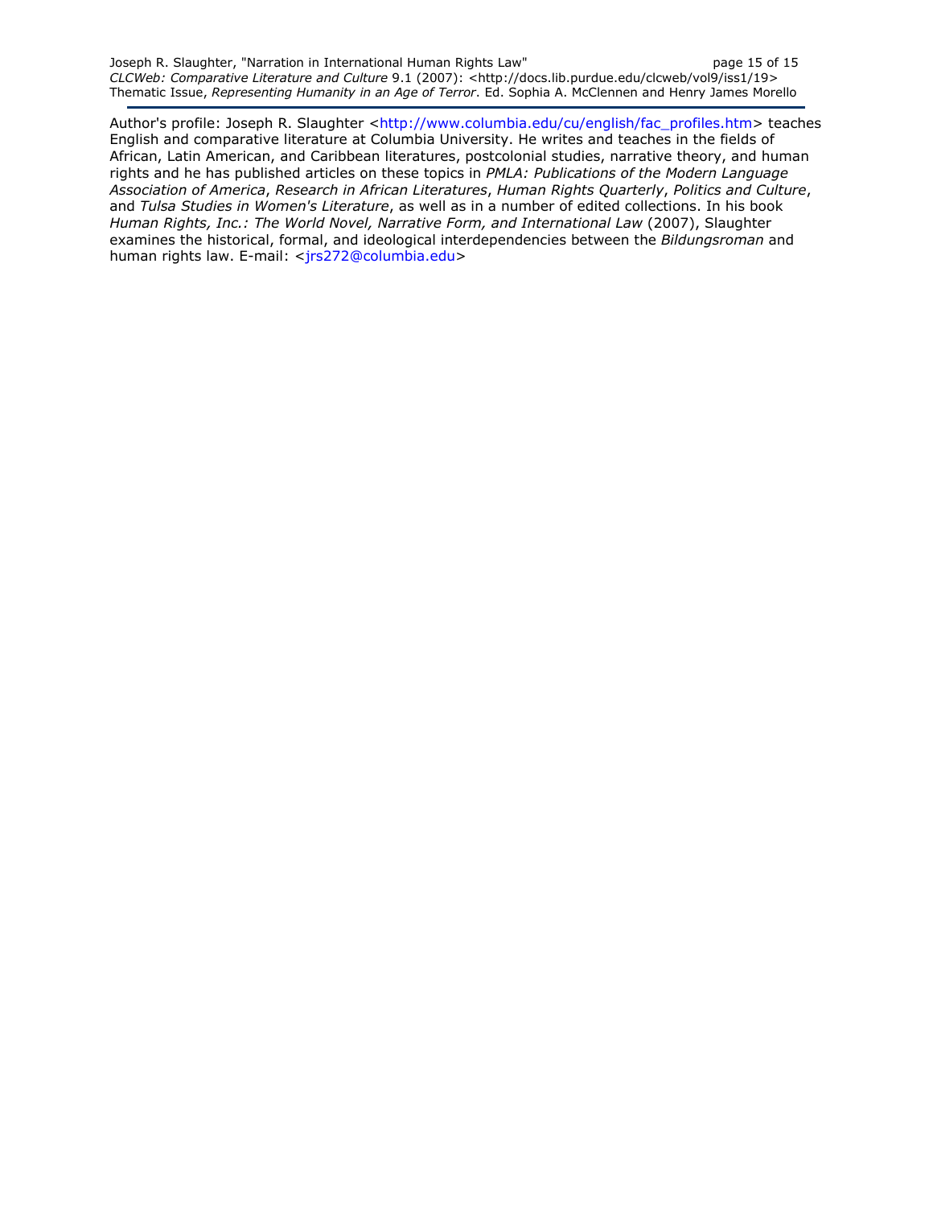Author's profile: Joseph R. Slaughter <http://www.columbia.edu/cu/english/fac_profiles.htm> teaches English and comparative literature at Columbia University. He writes and teaches in the fields of African, Latin American, and Caribbean literatures, postcolonial studies, narrative theory, and human rights and he has published articles on these topics in *PMLA: Publications of the Modern Language Association of America*, *Research in African Literatures*, *Human Rights Quarterly*, *Politics and Culture*, and *Tulsa Studies in Women's Literature*, as well as in a number of edited collections. In his book *Human Rights, Inc.: The World Novel, Narrative Form, and International Law* (2007), Slaughter examines the historical, formal, and ideological interdependencies between the *Bildungsroman* and human rights law. E-mail: <jrs272@columbia.edu>